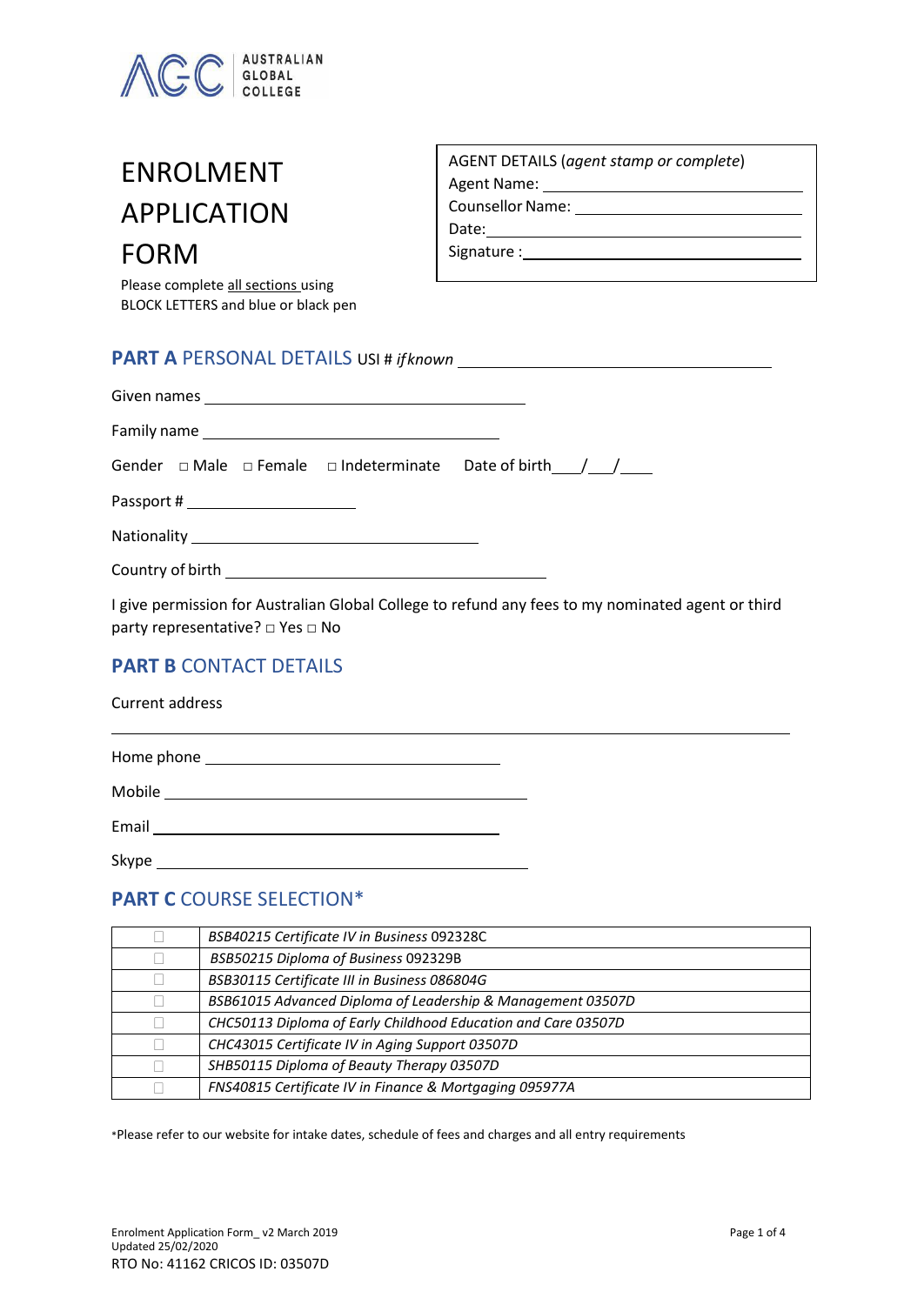AUSTRALIAN GLOBAL COLLEGE

# ENROLMENT APPLICATION FORM

Please complete all sections using BLOCK LETTERS and blue or black pen

AGENT DETAILS (*agent stamp or complete*)
Agent Name: ______________________
Counsellor Name: ______________________
Date: ______________________
Signature : ______________________

## PART A PERSONAL DETAILS USI # *if known* ______________________

Given names ______________________

Family name ______________________

Gender □ Male □ Female □ Indeterminate Date of birth ___/___/____

Passport # ______________________

Nationality ______________________

Country of birth ______________________

I give permission for Australian Global College to refund any fees to my nominated agent or third party representative? □ Yes □ No

## PART B CONTACT DETAILS

Current address

______________________

Home phone ______________________

Mobile ______________________

Email ______________________

Skype ______________________

## PART C COURSE SELECTION*

| | |
|---|---|
| □ | *BSB40215 Certificate IV in Business* 092328C |
| □ | *BSB50215 Diploma of Business* 092329B |
| □ | *BSB30115 Certificate III in Business 086804G* |
| □ | *BSB61015 Advanced Diploma of Leadership & Management 03507D* |
| □ | *CHC50113 Diploma of Early Childhood Education and Care 03507D* |
| □ | *CHC43015 Certificate IV in Aging Support 03507D* |
| □ | *SHB50115 Diploma of Beauty Therapy 03507D* |
| □ | *FNS40815 Certificate IV in Finance & Mortgaging 095977A* |

*Please refer to our website for intake dates, schedule of fees and charges and all entry requirements

Enrolment Application Form_ v2 March 2019
Updated 25/02/2020
RTO No: 41162 CRICOS ID: 03507D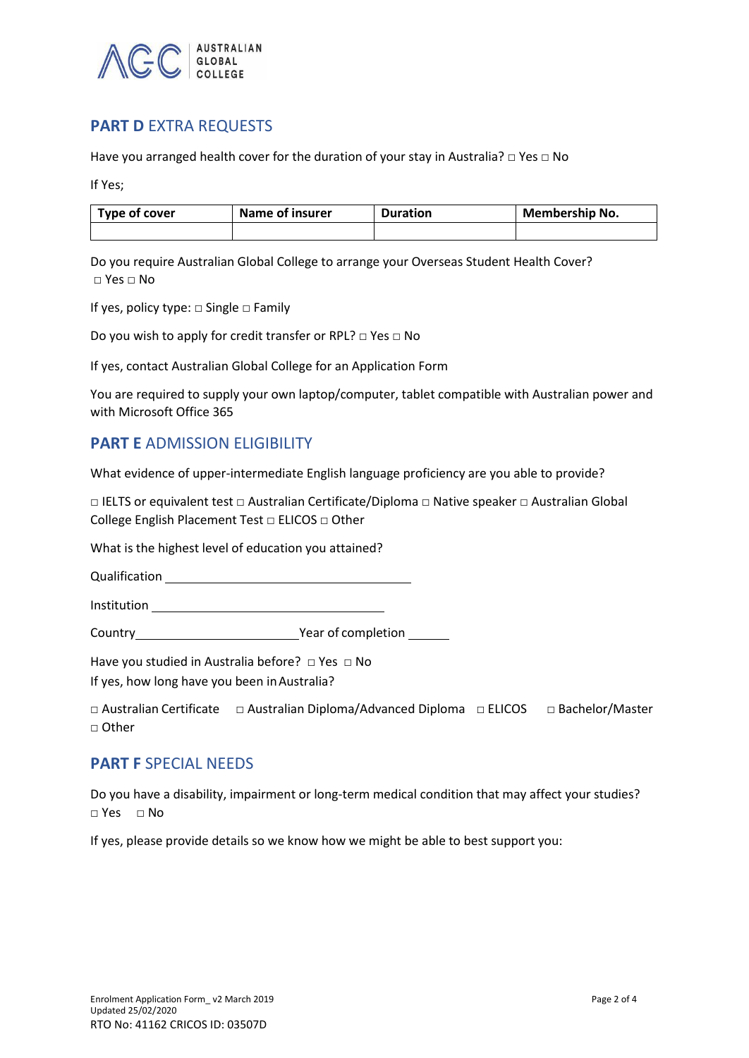## **PART D** EXTRA REQUESTS

Have you arranged health cover for the duration of your stay in Australia? □ Yes □ No

If Yes;

| Type of cover | Name of insurer | Duration | Membership No. |
|---|---|---|---|
| | | | |

Do you require Australian Global College to arrange your Overseas Student Health Cover? □ Yes □ No

If yes, policy type: □ Single □ Family

Do you wish to apply for credit transfer or RPL? □ Yes □ No

If yes, contact Australian Global College for an Application Form

You are required to supply your own laptop/computer, tablet compatible with Australian power and with Microsoft Office 365

## **PART E** ADMISSION ELIGIBILITY

What evidence of upper-intermediate English language proficiency are you able to provide?

□ IELTS or equivalent test □ Australian Certificate/Diploma □ Native speaker □ Australian Global College English Placement Test □ ELICOS □ Other

What is the highest level of education you attained?

Qualification ______________________________

Institution ______________________________

Country ____________________ Year of completion ______

Have you studied in Australia before? □ Yes □ No

If yes, how long have you been in Australia?

□ Australian Certificate □ Australian Diploma/Advanced Diploma □ ELICOS □ Bachelor/Master □ Other

## **PART F** SPECIAL NEEDS

Do you have a disability, impairment or long-term medical condition that may affect your studies? □ Yes □ No

If yes, please provide details so we know how we might be able to best support you:

Enrolment Application Form_ v2 March 2019
Updated 25/02/2020
RTO No: 41162 CRICOS ID: 03507D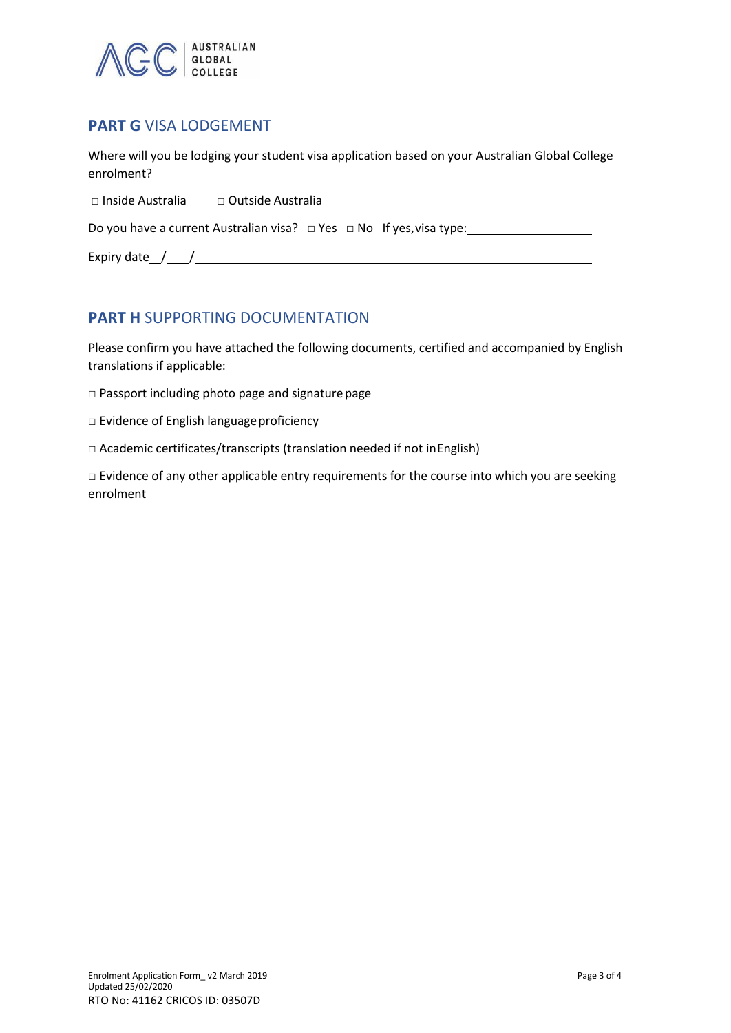## **PART G** VISA LODGEMENT

Where will you be lodging your student visa application based on your Australian Global College enrolment?

□ Inside Australia  □ Outside Australia

Do you have a current Australian visa? □ Yes □ No If yes, visa type: ____________________

Expiry date __/___/______________________________________________

## **PART H** SUPPORTING DOCUMENTATION

Please confirm you have attached the following documents, certified and accompanied by English translations if applicable:

□ Passport including photo page and signature page

□ Evidence of English language proficiency

□ Academic certificates/transcripts (translation needed if not in English)

□ Evidence of any other applicable entry requirements for the course into which you are seeking enrolment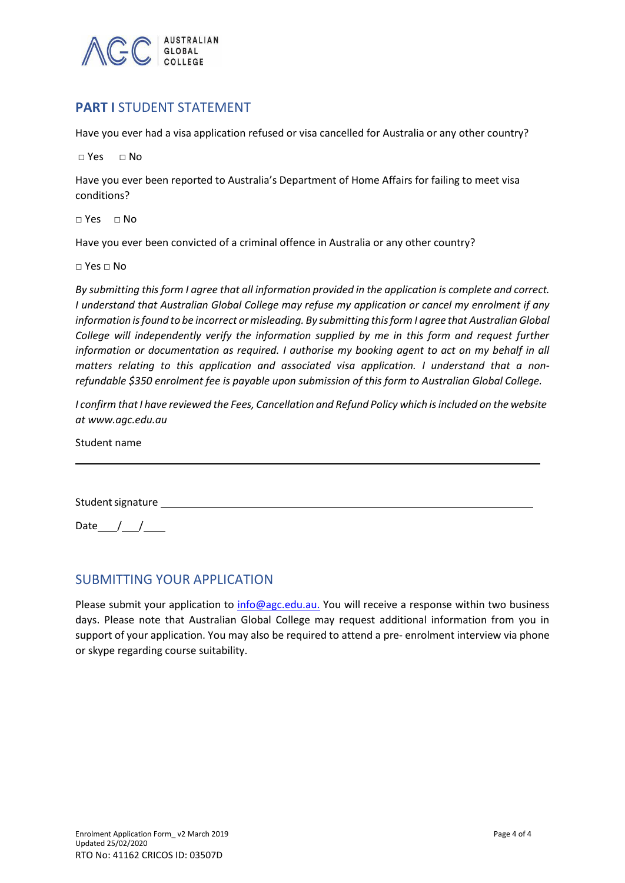## **PART I** STUDENT STATEMENT

Have you ever had a visa application refused or visa cancelled for Australia or any other country?

□ Yes □ No

Have you ever been reported to Australia's Department of Home Affairs for failing to meet visa conditions?

□ Yes □ No

Have you ever been convicted of a criminal offence in Australia or any other country?

□ Yes □ No

*By submitting this form I agree that all information provided in the application is complete and correct. I understand that Australian Global College may refuse my application or cancel my enrolment if any information is found to be incorrect or misleading. By submitting this form I agree that Australian Global College will independently verify the information supplied by me in this form and request further information or documentation as required. I authorise my booking agent to act on my behalf in all matters relating to this application and associated visa application. I understand that a non-refundable $350 enrolment fee is payable upon submission of this form to Australian Global College.*

*I confirm that I have reviewed the Fees, Cancellation and Refund Policy which is included on the website at www.agc.edu.au*

Student name

______________________________________________

Student signature ______________________________________________

Date___/___/____

## SUBMITTING YOUR APPLICATION

Please submit your application to info@agc.edu.au. You will receive a response within two business days. Please note that Australian Global College may request additional information from you in support of your application. You may also be required to attend a pre- enrolment interview via phone or skype regarding course suitability.

Enrolment Application Form_ v2 March 2019
Updated 25/02/2020
RTO No: 41162 CRICOS ID: 03507D